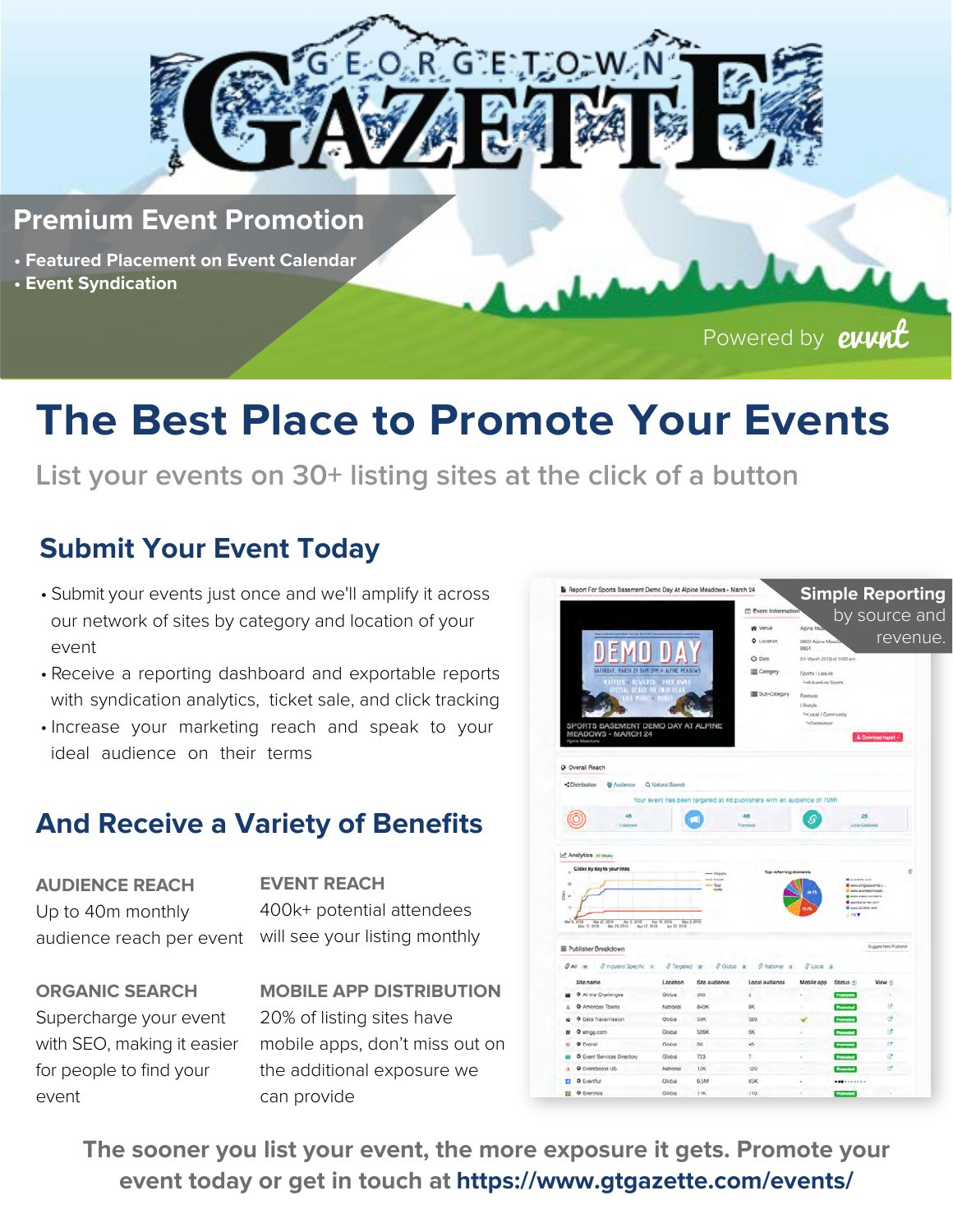# GEORGETOWN GAZETTE

## Premium Event Promotion

- Featured Placement on Event Calendar
- Event Syndication

Powered by evvnt

# The Best Place to Promote Your Events

List your events on 30+ listing sites at the click of a button

## Submit Your Event Today

- Submit your events just once and we'll amplify it across our network of sites by category and location of your event
- Receive a reporting dashboard and exportable reports with syndication analytics, ticket sale, and click tracking
- Increase your marketing reach and speak to your ideal audience on their terms

**Simple Reporting** by source and revenue.

## And Receive a Variety of Benefits

**AUDIENCE REACH**
Up to 40m monthly audience reach per event

**EVENT REACH**
400k+ potential attendees will see your listing monthly

**ORGANIC SEARCH**
Supercharge your event with SEO, making it easier for people to find your event

**MOBILE APP DISTRIBUTION**
20% of listing sites have mobile apps, don't miss out on the additional exposure we can provide

**The sooner you list your event, the more exposure it gets. Promote your event today or get in touch at https://www.gtgazette.com/events/**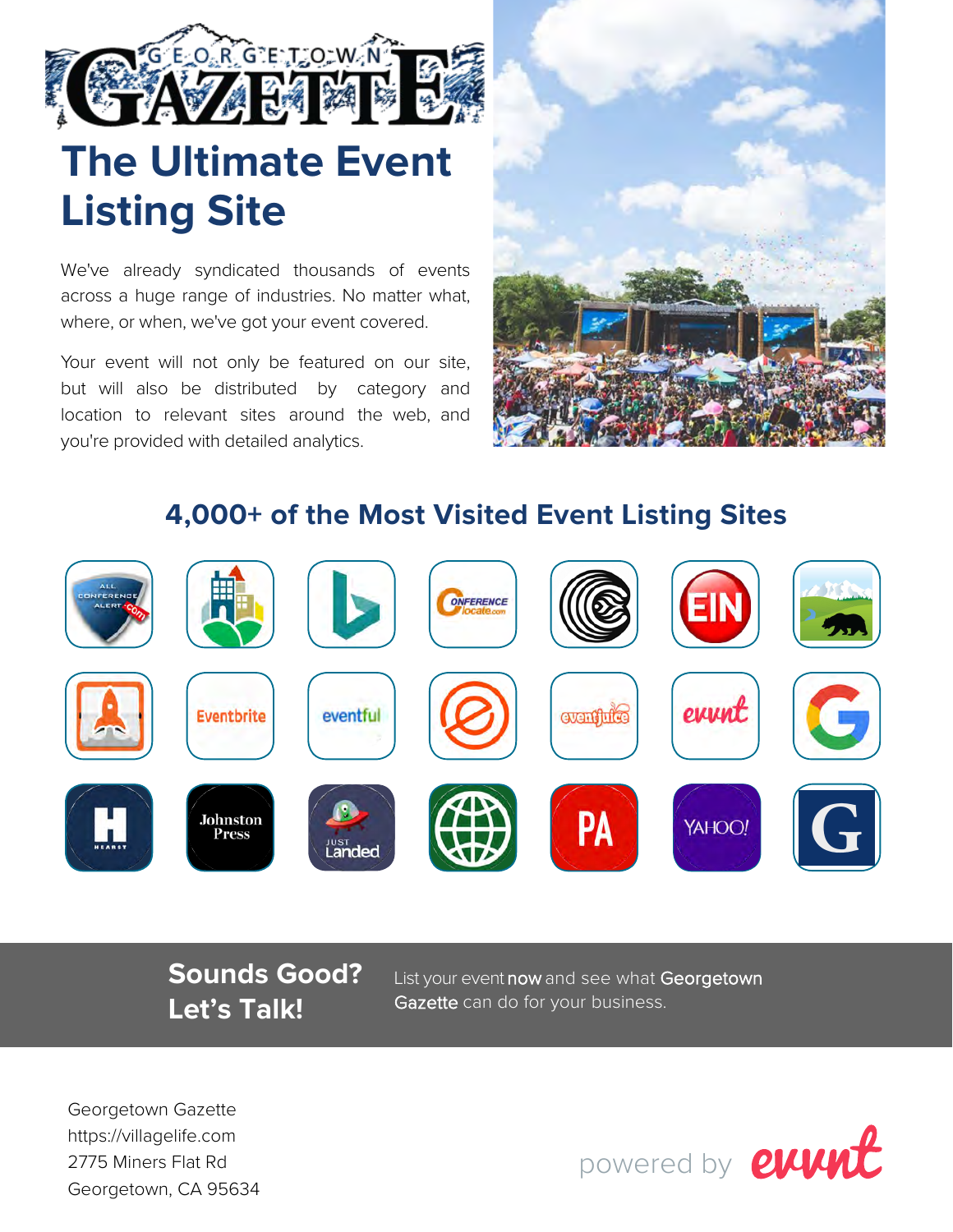# The Ultimate Event Listing Site

We've already syndicated thousands of events across a huge range of industries. No matter what, where, or when, we've got your event covered.

Your event will not only be featured on our site, but will also be distributed by category and location to relevant sites around the web, and you're provided with detailed analytics.

## 4,000+ of the Most Visited Event Listing Sites

## Sounds Good? Let's Talk!

List your event **now** and see what **Georgetown Gazette** can do for your business.

Georgetown Gazette
https://villagelife.com
2775 Miners Flat Rd
Georgetown, CA 95634

powered by evvnt